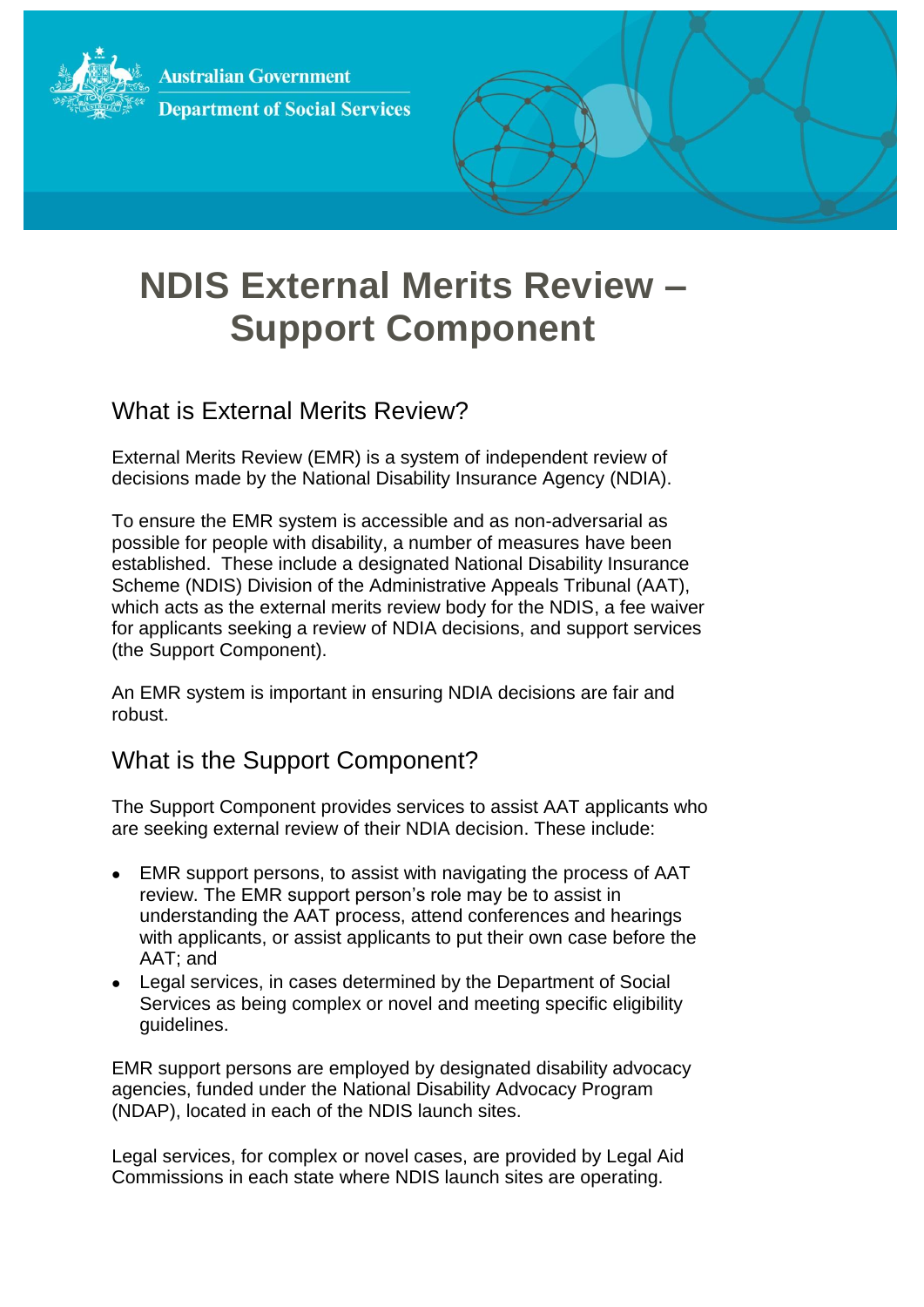Australian Government
Department of Social Services

# NDIS External Merits Review – Support Component

## What is External Merits Review?

External Merits Review (EMR) is a system of independent review of decisions made by the National Disability Insurance Agency (NDIA).

To ensure the EMR system is accessible and as non-adversarial as possible for people with disability, a number of measures have been established. These include a designated National Disability Insurance Scheme (NDIS) Division of the Administrative Appeals Tribunal (AAT), which acts as the external merits review body for the NDIS, a fee waiver for applicants seeking a review of NDIA decisions, and support services (the Support Component).

An EMR system is important in ensuring NDIA decisions are fair and robust.

## What is the Support Component?

The Support Component provides services to assist AAT applicants who are seeking external review of their NDIA decision. These include:

- EMR support persons, to assist with navigating the process of AAT review. The EMR support person's role may be to assist in understanding the AAT process, attend conferences and hearings with applicants, or assist applicants to put their own case before the AAT; and
- Legal services, in cases determined by the Department of Social Services as being complex or novel and meeting specific eligibility guidelines.

EMR support persons are employed by designated disability advocacy agencies, funded under the National Disability Advocacy Program (NDAP), located in each of the NDIS launch sites.

Legal services, for complex or novel cases, are provided by Legal Aid Commissions in each state where NDIS launch sites are operating.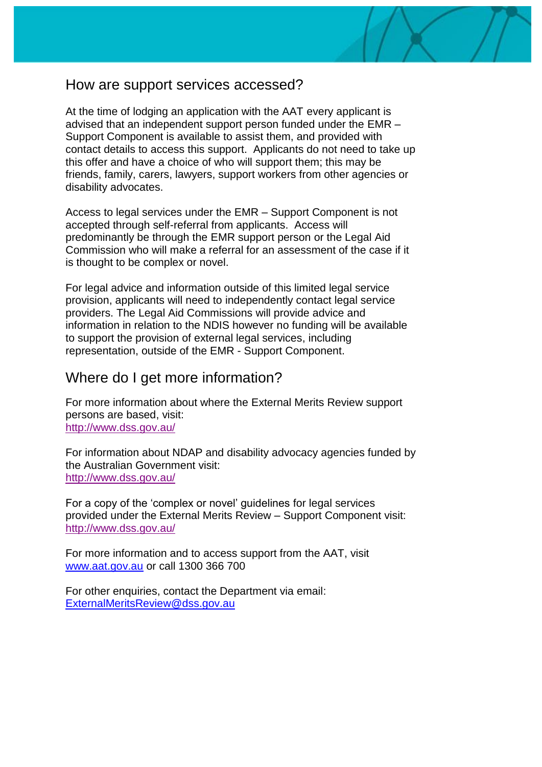## How are support services accessed?

At the time of lodging an application with the AAT every applicant is advised that an independent support person funded under the EMR – Support Component is available to assist them, and provided with contact details to access this support. Applicants do not need to take up this offer and have a choice of who will support them; this may be friends, family, carers, lawyers, support workers from other agencies or disability advocates.

Access to legal services under the EMR – Support Component is not accepted through self-referral from applicants. Access will predominantly be through the EMR support person or the Legal Aid Commission who will make a referral for an assessment of the case if it is thought to be complex or novel.

For legal advice and information outside of this limited legal service provision, applicants will need to independently contact legal service providers. The Legal Aid Commissions will provide advice and information in relation to the NDIS however no funding will be available to support the provision of external legal services, including representation, outside of the EMR - Support Component.

## Where do I get more information?

For more information about where the External Merits Review support persons are based, visit:
[http://www.dss.gov.au/](http://www.dss.gov.au/)

For information about NDAP and disability advocacy agencies funded by the Australian Government visit:
[http://www.dss.gov.au/](http://www.dss.gov.au/)

For a copy of the 'complex or novel' guidelines for legal services provided under the External Merits Review – Support Component visit:
[http://www.dss.gov.au/](http://www.dss.gov.au/)

For more information and to access support from the AAT, visit [www.aat.gov.au](http://www.aat.gov.au) or call 1300 366 700

For other enquiries, contact the Department via email:
[ExternalMeritsReview@dss.gov.au](mailto:ExternalMeritsReview@dss.gov.au)